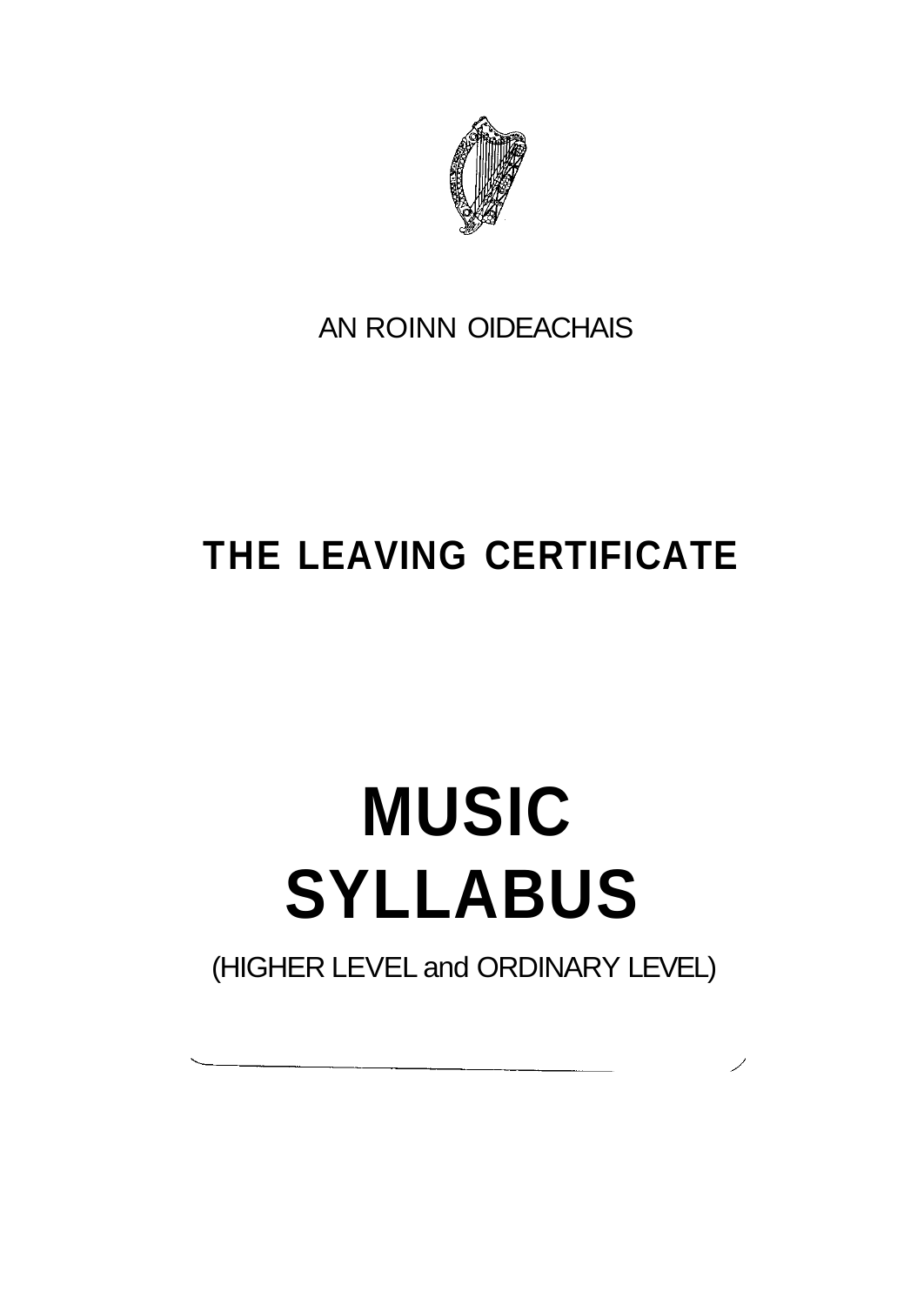AN ROINN OIDEACHAIS

# THE LEAVING CERTIFICATE

# MUSIC SYLLABUS

(HIGHER LEVEL and ORDINARY LEVEL)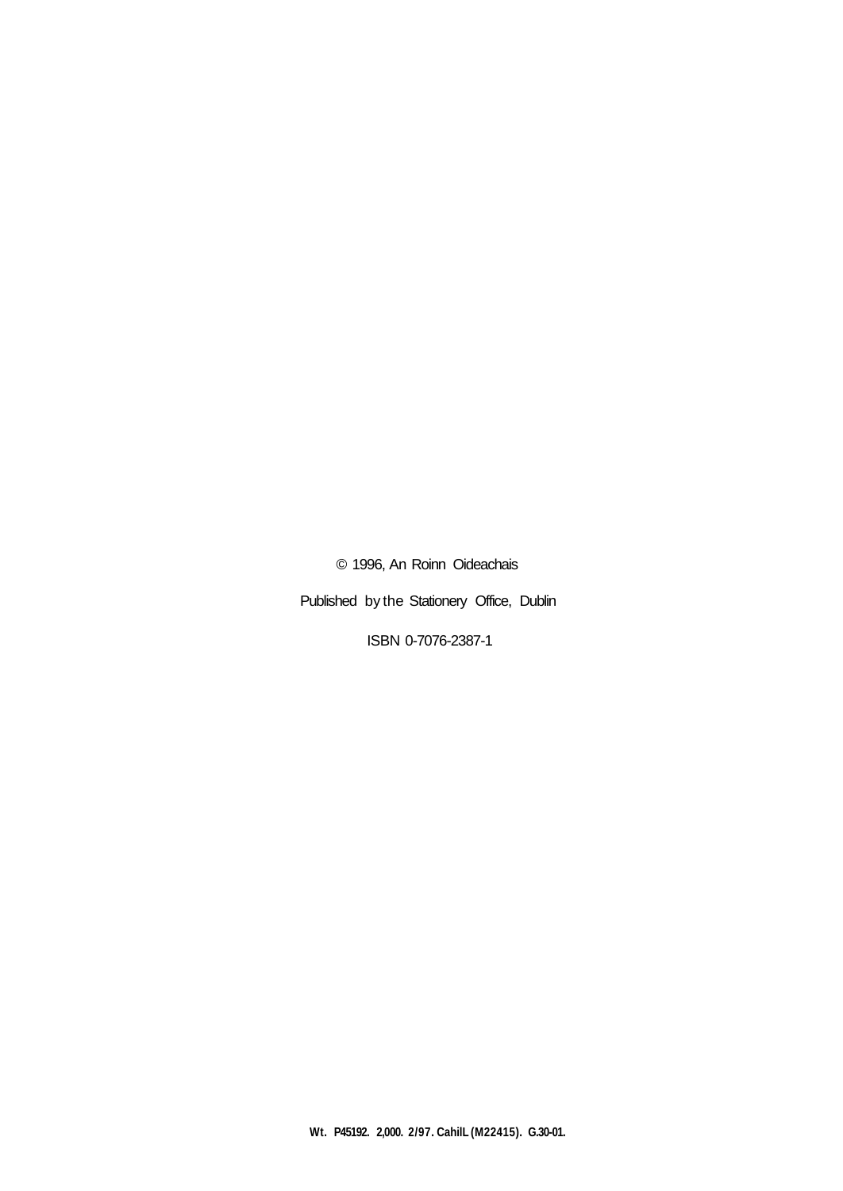© 1996, An Roinn Oideachais

Published by the Stationery Office, Dublin

ISBN 0-7076-2387-1

**Wt. P45192. 2,000. 2/97. CahilL (M22415). G.30-01.**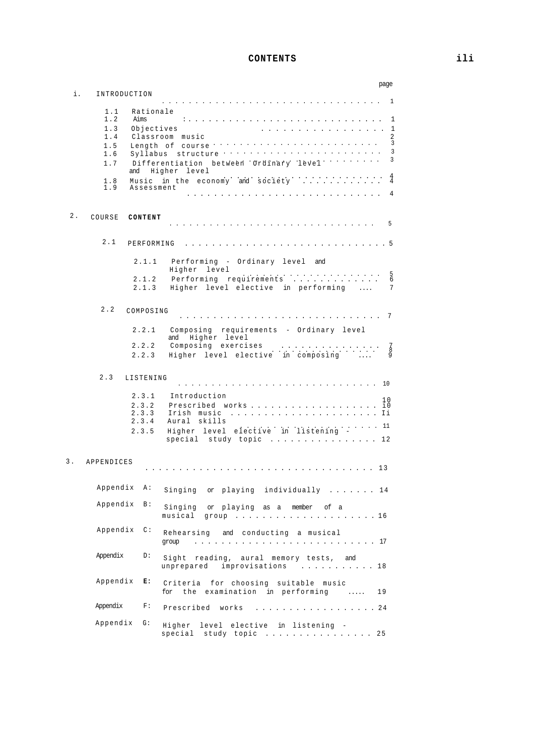# CONTENTS

| | | page |
|---|---|---|
| 1. | INTRODUCTION | 1 |
| 1.1 | Rationale | |
| 1.2 | Aims | 1 |
| 1.3 | Objectives | 1 |
| 1.4 | Classroom music | 2 |
| 1.5 | Length of course | 3 |
| 1.6 | Syllabus structure | 3 |
| 1.7 | Differentiation between Ordinary level and Higher level | 3 |
| 1.8 | Music in the economy and society | 4 |
| 1.9 | Assessment | 4 |
| 2. | COURSE CONTENT | 5 |
| 2.1 | PERFORMING | 5 |
| 2.1.1 | Performing - Ordinary level and Higher level | 5 |
| 2.1.2 | Performing requirements | 6 |
| 2.1.3 | Higher level elective in performing | 7 |
| 2.2 | COMPOSING | 7 |
| 2.2.1 | Composing requirements - Ordinary level and Higher level | 7 |
| 2.2.2 | Composing exercises | 8 |
| 2.2.3 | Higher level elective in composing | 9 |
| 2.3 | LISTENING | 10 |
| 2.3.1 | Introduction | 10 |
| 2.3.2 | Prescribed works | 10 |
| 2.3.3 | Irish music | 11 |
| 2.3.4 | Aural skills | 11 |
| 2.3.5 | Higher level elective in listening - special study topic | 12 |
| 3. | APPENDICES | 13 |
| Appendix A: | Singing or playing individually | 14 |
| Appendix B: | Singing or playing as a member of a musical group | 16 |
| Appendix C: | Rehearsing and conducting a musical group | 17 |
| Appendix D: | Sight reading, aural memory tests, and unprepared improvisations | 18 |
| Appendix E: | Criteria for choosing suitable music for the examination in performing | 19 |
| Appendix F: | Prescribed works | 24 |
| Appendix G: | Higher level elective in listening - special study topic | 25 |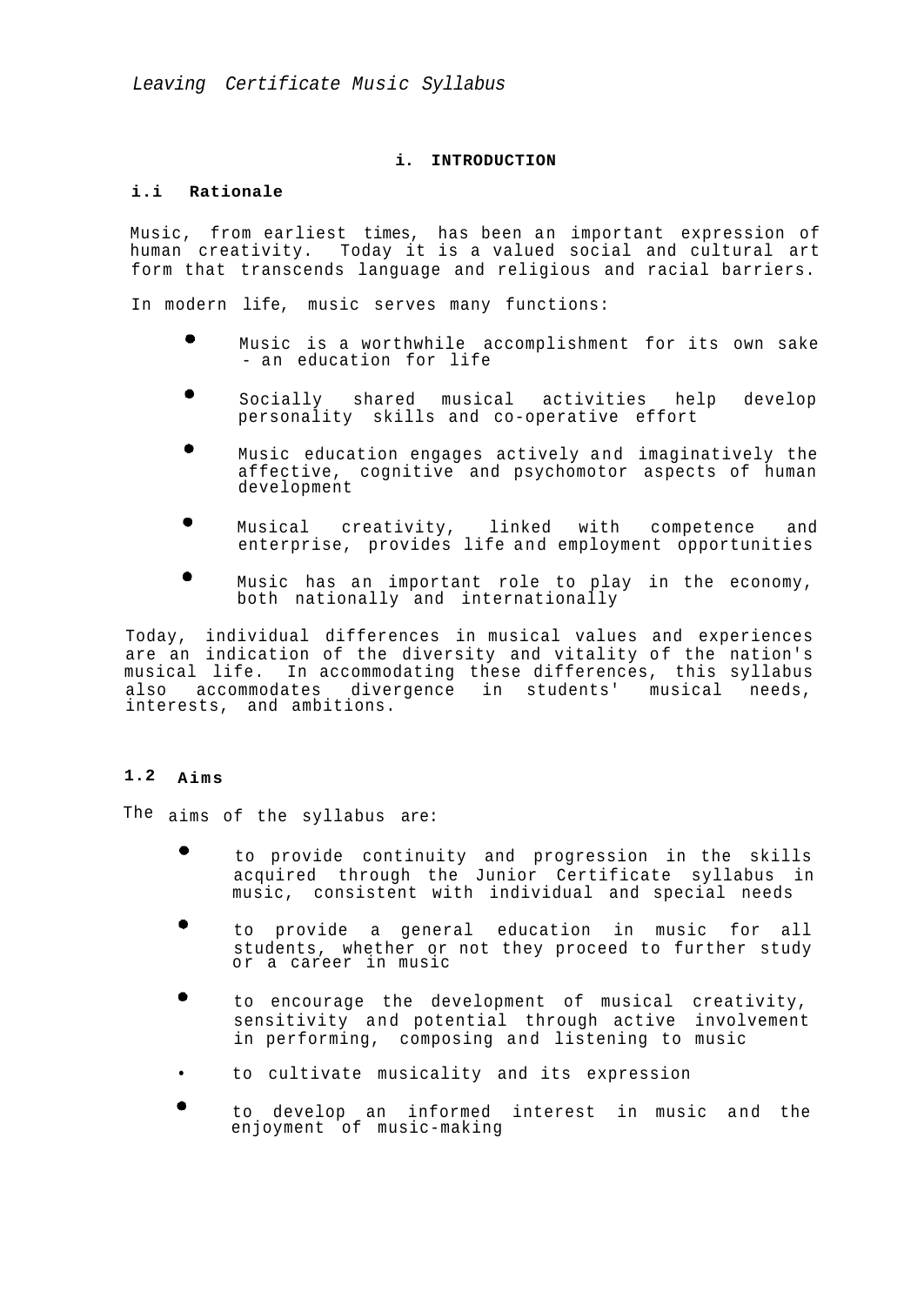# i. INTRODUCTION

## i.i Rationale

Music, from earliest times, has been an important expression of human creativity. Today it is a valued social and cultural art form that transcends language and religious and racial barriers.

In modern life, music serves many functions:

- Music is a worthwhile accomplishment for its own sake - an education for life
- Socially shared musical activities help develop personality skills and co-operative effort
- Music education engages actively and imaginatively the affective, cognitive and psychomotor aspects of human development
- Musical creativity, linked with competence and enterprise, provides life and employment opportunities
- Music has an important role to play in the economy, both nationally and internationally

Today, individual differences in musical values and experiences are an indication of the diversity and vitality of the nation's musical life. In accommodating these differences, this syllabus also accommodates divergence in students' musical needs, interests, and ambitions.

## 1.2 Aims

The aims of the syllabus are:

- to provide continuity and progression in the skills acquired through the Junior Certificate syllabus in music, consistent with individual and special needs
- to provide a general education in music for all students, whether or not they proceed to further study or a career in music
- to encourage the development of musical creativity, sensitivity and potential through active involvement in performing, composing and listening to music
- to cultivate musicality and its expression
- to develop an informed interest in music and the enjoyment of music-making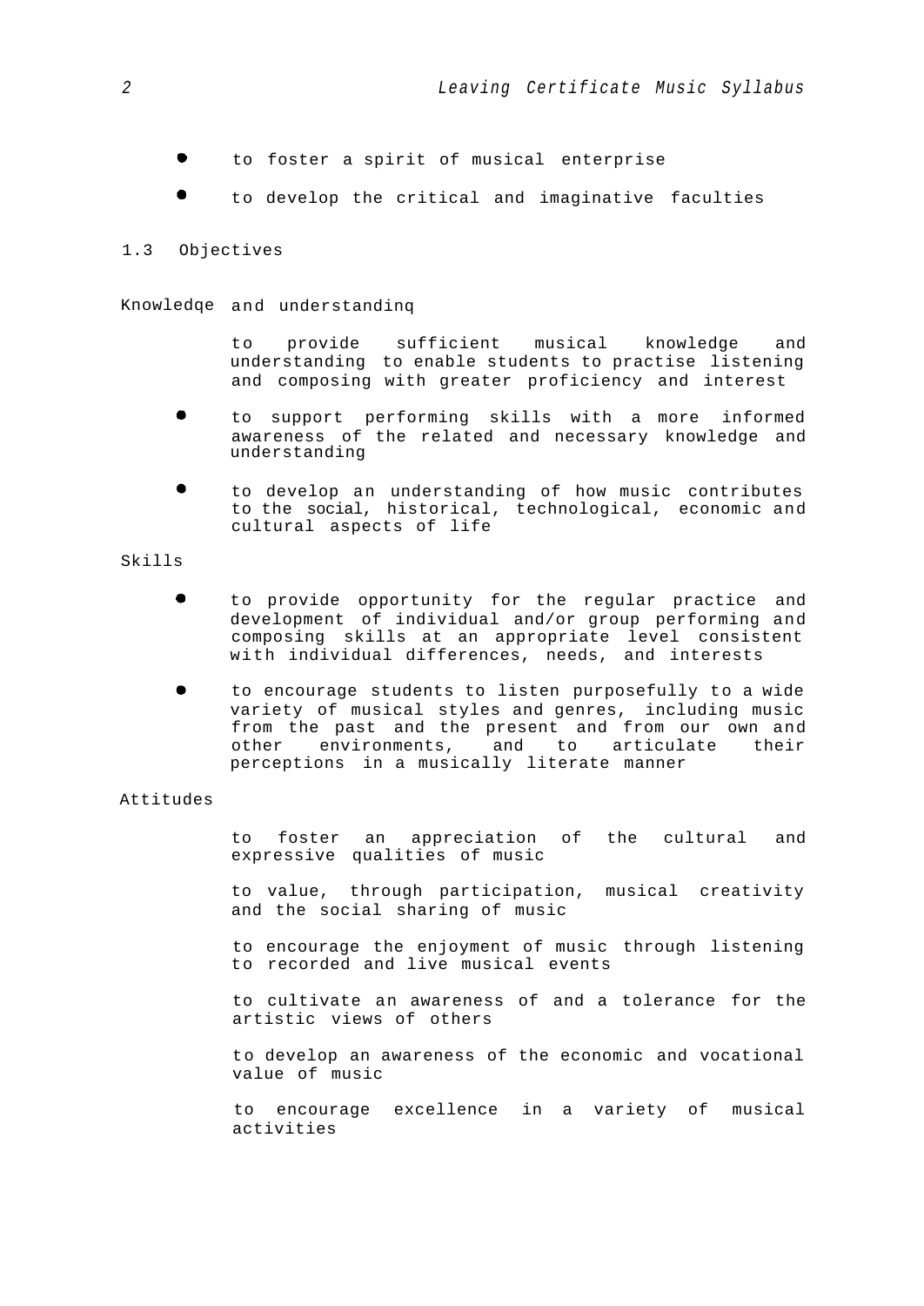- to foster a spirit of musical enterprise
- to develop the critical and imaginative faculties

## 1.3 Objectives

### Knowledqe and understandinq

to provide sufficient musical knowledge and understanding to enable students to practise listening and composing with greater proficiency and interest

- to support performing skills with a more informed awareness of the related and necessary knowledge and understanding
- to develop an understanding of how music contributes to the social, historical, technological, economic and cultural aspects of life

### Skills

- to provide opportunity for the regular practice and development of individual and/or group performing and composing skills at an appropriate level consistent with individual differences, needs, and interests
- to encourage students to listen purposefully to a wide variety of musical styles and genres, including music from the past and the present and from our own and other environments, and to articulate their perceptions in a musically literate manner

### Attitudes

to foster an appreciation of the cultural and expressive qualities of music

to value, through participation, musical creativity and the social sharing of music

to encourage the enjoyment of music through listening to recorded and live musical events

to cultivate an awareness of and a tolerance for the artistic views of others

to develop an awareness of the economic and vocational value of music

to encourage excellence in a variety of musical activities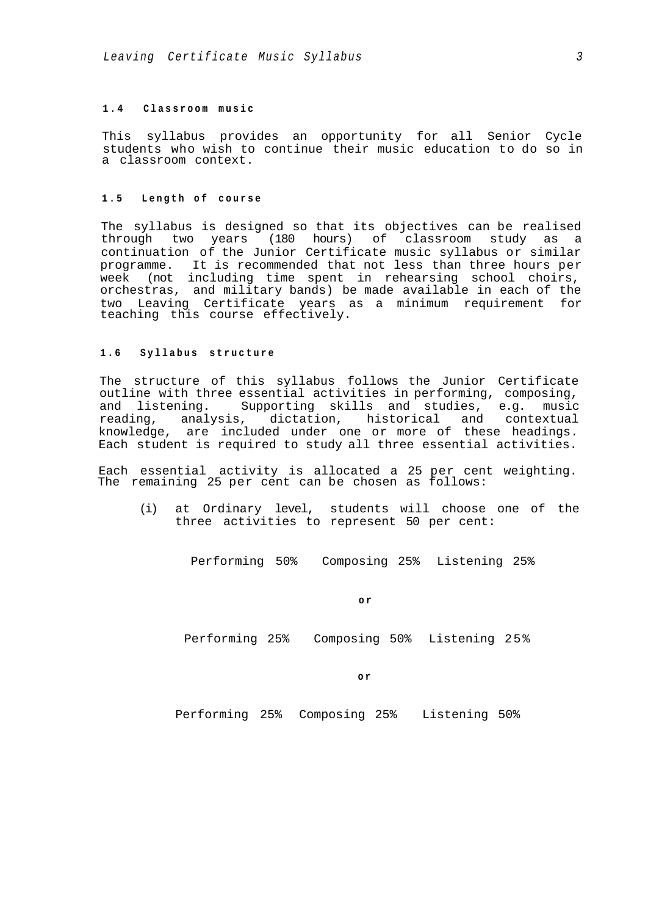### 1.4 Classroom music

This syllabus provides an opportunity for all Senior Cycle students who wish to continue their music education to do so in a classroom context.

### 1.5 Length of course

The syllabus is designed so that its objectives can be realised through two years (180 hours) of classroom study as a continuation of the Junior Certificate music syllabus or similar programme. It is recommended that not less than three hours per week (not including time spent in rehearsing school choirs, orchestras, and military bands) be made available in each of the two Leaving Certificate years as a minimum requirement for teaching this course effectively.

### 1.6 Syllabus structure

The structure of this syllabus follows the Junior Certificate outline with three essential activities in performing, composing, and listening. Supporting skills and studies, e.g. music reading, analysis, dictation, historical and contextual knowledge, are included under one or more of these headings. Each student is required to study all three essential activities.

Each essential activity is allocated a 25 per cent weighting. The remaining 25 per cent can be chosen as follows:

(i) at Ordinary level, students will choose one of the three activities to represent 50 per cent:

Performing 50% Composing 25% Listening 25%

**or**

Performing 25% Composing 50% Listening 25%

**or**

Performing 25% Composing 25% Listening 50%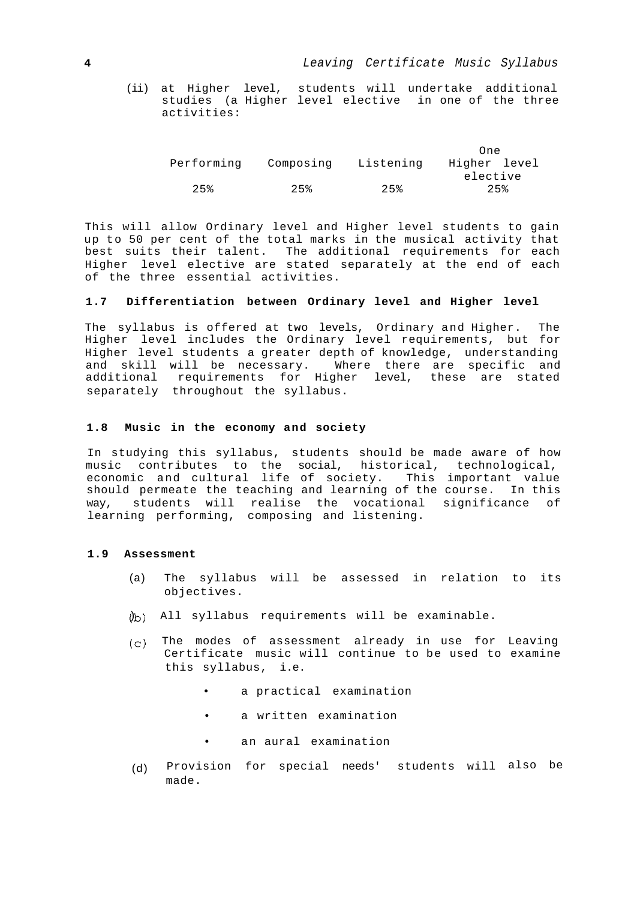(ii) at Higher level, students will undertake additional studies (a Higher level elective in one of the three activities:

| Performing | Composing | Listening | One Higher level elective |
|---|---|---|---|
| 25% | 25% | 25% | 25% |

This will allow Ordinary level and Higher level students to gain up to 50 per cent of the total marks in the musical activity that best suits their talent. The additional requirements for each Higher level elective are stated separately at the end of each of the three essential activities.

### 1.7 Differentiation between Ordinary level and Higher level

The syllabus is offered at two levels, Ordinary and Higher. The Higher level includes the Ordinary level requirements, but for Higher level students a greater depth of knowledge, understanding and skill will be necessary. Where there are specific and additional requirements for Higher level, these are stated separately throughout the syllabus.

### 1.8 Music in the economy and society

In studying this syllabus, students should be made aware of how music contributes to the social, historical, technological, economic and cultural life of society. This important value should permeate the teaching and learning of the course. In this way, students will realise the vocational significance of learning performing, composing and listening.

### 1.9 Assessment

(a) The syllabus will be assessed in relation to its objectives.

(b) All syllabus requirements will be examinable.

(c) The modes of assessment already in use for Leaving Certificate music will continue to be used to examine this syllabus, i.e.

- a practical examination
- a written examination
- an aural examination

(d) Provision for special needs' students will also be made.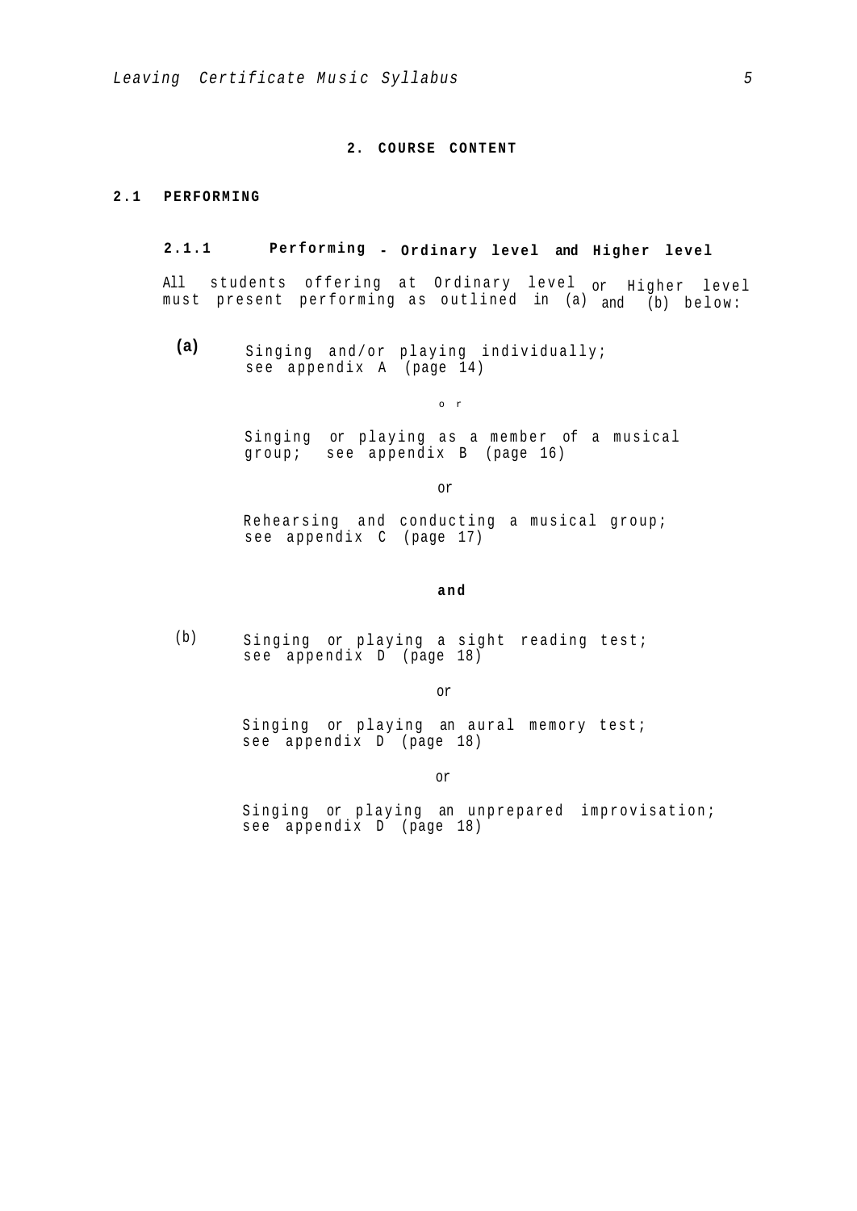# 2. COURSE CONTENT

## 2.1 PERFORMING

### 2.1.1 Performing - Ordinary level and Higher level

All students offering at Ordinary level or Higher level must present performing as outlined in (a) and (b) below:

**(a)** Singing and/or playing individually; see appendix A (page 14)

or

Singing or playing as a member of a musical group; see appendix B (page 16)

or

Rehearsing and conducting a musical group; see appendix C (page 17)

**and**

(b) Singing or playing a sight reading test; see appendix D (page 18)

or

Singing or playing an aural memory test; see appendix D (page 18)

or

Singing or playing an unprepared improvisation; see appendix D (page 18)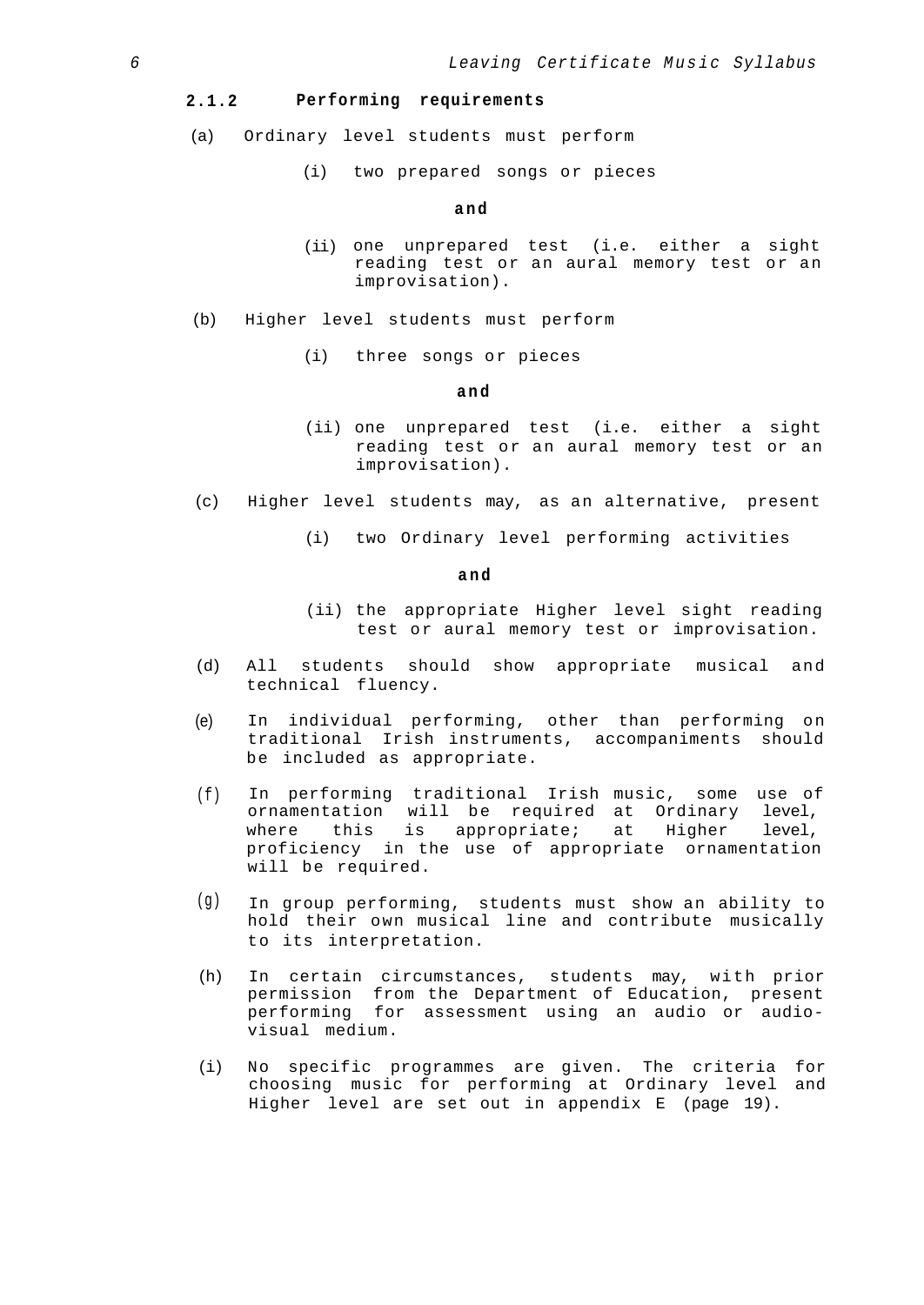### 2.1.2 Performing requirements

(a) Ordinary level students must perform

(i) two prepared songs or pieces

**and**

(ii) one unprepared test (i.e. either a sight reading test or an aural memory test or an improvisation).

(b) Higher level students must perform

(i) three songs or pieces

**and**

(ii) one unprepared test (i.e. either a sight reading test or an aural memory test or an improvisation).

(c) Higher level students may, as an alternative, present

(i) two Ordinary level performing activities

**and**

(ii) the appropriate Higher level sight reading test or aural memory test or improvisation.

(d) All students should show appropriate musical and technical fluency.

(e) In individual performing, other than performing on traditional Irish instruments, accompaniments should be included as appropriate.

(f) In performing traditional Irish music, some use of ornamentation will be required at Ordinary level, where this is appropriate; at Higher level, proficiency in the use of appropriate ornamentation will be required.

(g) In group performing, students must show an ability to hold their own musical line and contribute musically to its interpretation.

(h) In certain circumstances, students may, with prior permission from the Department of Education, present performing for assessment using an audio or audio-visual medium.

(i) No specific programmes are given. The criteria for choosing music for performing at Ordinary level and Higher level are set out in appendix E (page 19).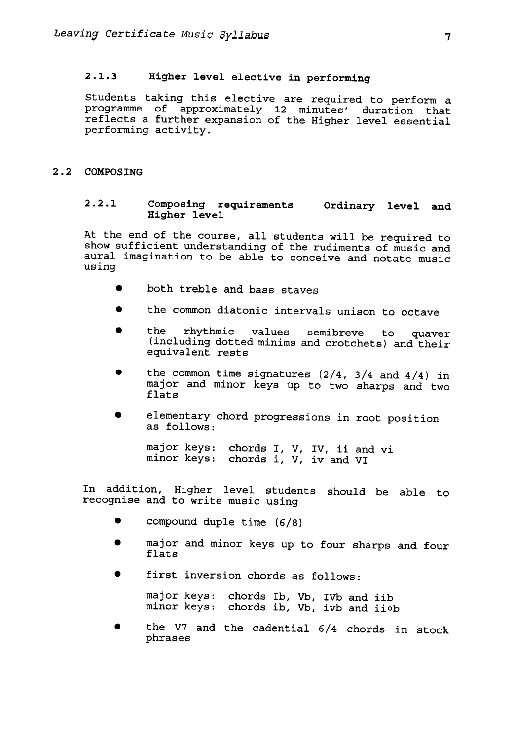### 2.1.3 Higher level elective in performing

Students taking this elective are required to perform a programme of approximately 12 minutes' duration that reflects a further expansion of the Higher level essential performing activity.

## 2.2 COMPOSING

### 2.2.1 Composing requirements Ordinary level and Higher level

At the end of the course, all students will be required to show sufficient understanding of the rudiments of music and aural imagination to be able to conceive and notate music using

- both treble and bass staves
- the common diatonic intervals unison to octave
- the rhythmic values semibreve to quaver (including dotted minims and crotchets) and their equivalent rests
- the common time signatures (2/4, 3/4 and 4/4) in major and minor keys up to two sharps and two flats
- elementary chord progressions in root position as follows:

  major keys: chords I, V, IV, ii and vi
  minor keys: chords i, V, iv and VI

In addition, Higher level students should be able to recognise and to write music using

- compound duple time (6/8)
- major and minor keys up to four sharps and four flats
- first inversion chords as follows:

  major keys: chords Ib, Vb, IVb and iib
  minor keys: chords ib, Vb, ivb and ii°b

- the V7 and the cadential 6/4 chords in stock phrases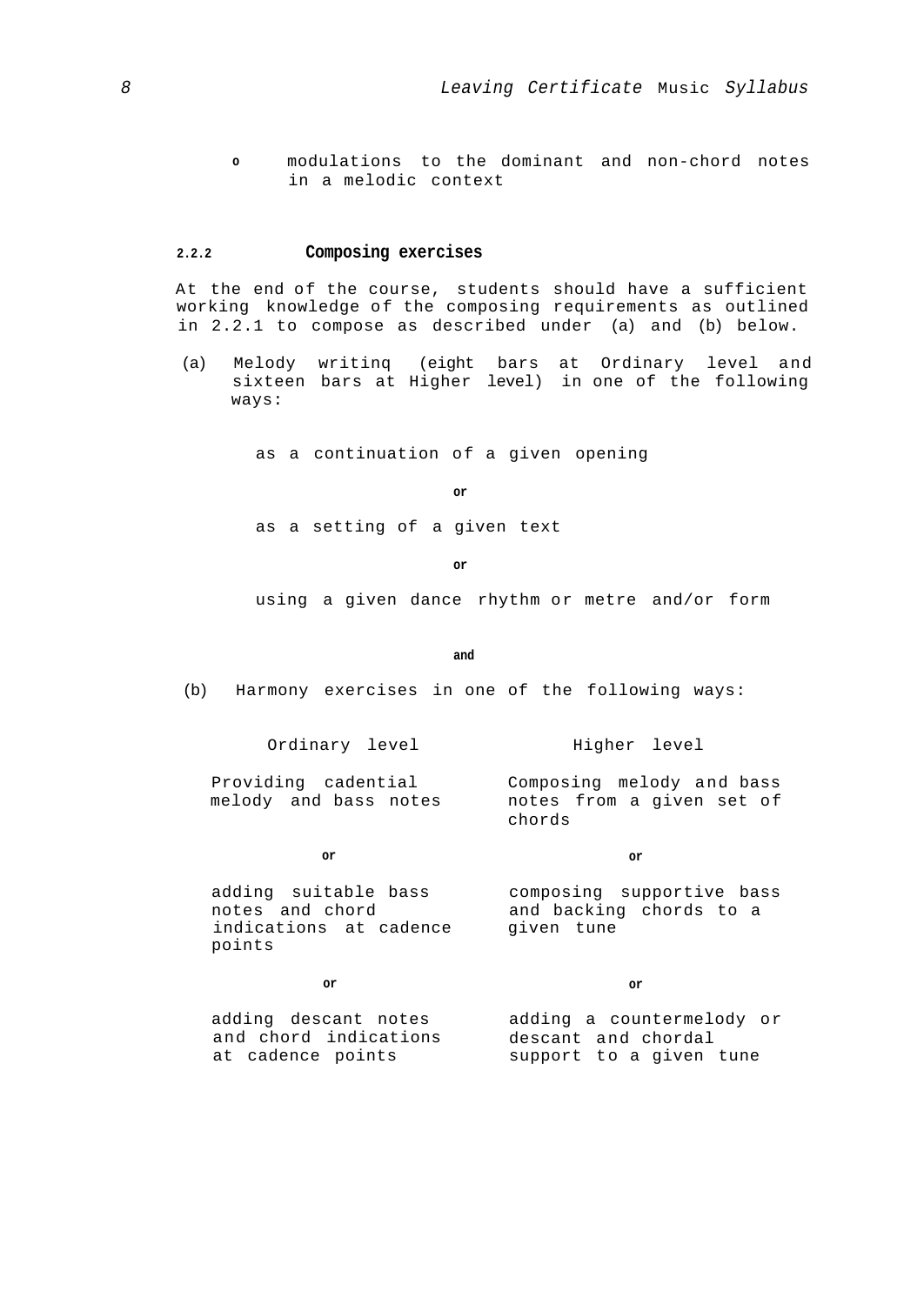- modulations to the dominant and non-chord notes in a melodic context

### 2.2.2 Composing exercises

At the end of the course, students should have a sufficient working knowledge of the composing requirements as outlined in 2.2.1 to compose as described under (a) and (b) below.

(a) Melody writinq (eight bars at Ordinary level and sixteen bars at Higher level) in one of the following ways:

as a continuation of a given opening

**or**

as a setting of a given text

**or**

using a given dance rhythm or metre and/or form

**and**

(b) Harmony exercises in one of the following ways:

| Ordinary level | Higher level |
|---|---|
| Providing cadential melody and bass notes | Composing melody and bass notes from a given set of chords |
| **or** | **or** |
| adding suitable bass notes and chord indications at cadence points | composing supportive bass and backing chords to a given tune |
| **or** | **or** |
| adding descant notes and chord indications at cadence points | adding a countermelody or descant and chordal support to a given tune |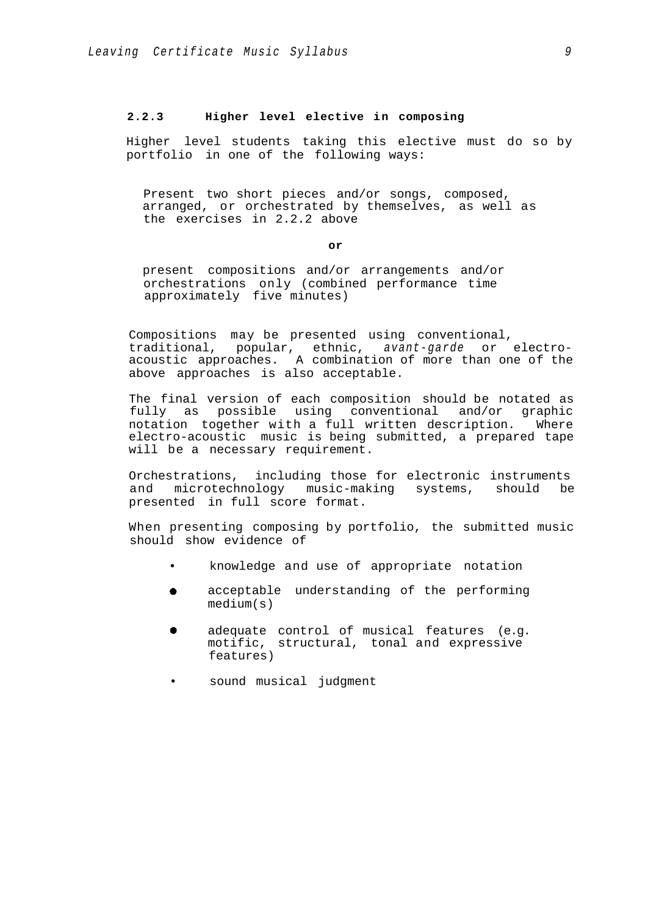### 2.2.3 Higher level elective in composing

Higher level students taking this elective must do so by portfolio in one of the following ways:

Present two short pieces and/or songs, composed, arranged, or orchestrated by themselves, as well as the exercises in 2.2.2 above

**or**

present compositions and/or arrangements and/or orchestrations only (combined performance time approximately five minutes)

Compositions may be presented using conventional, traditional, popular, ethnic, *avant-garde* or electro-acoustic approaches. A combination of more than one of the above approaches is also acceptable.

The final version of each composition should be notated as fully as possible using conventional and/or graphic notation together with a full written description. Where electro-acoustic music is being submitted, a prepared tape will be a necessary requirement.

Orchestrations, including those for electronic instruments and microtechnology music-making systems, should be presented in full score format.

When presenting composing by portfolio, the submitted music should show evidence of

- knowledge and use of appropriate notation
- acceptable understanding of the performing medium(s)
- adequate control of musical features (e.g. motific, structural, tonal and expressive features)
- sound musical judgment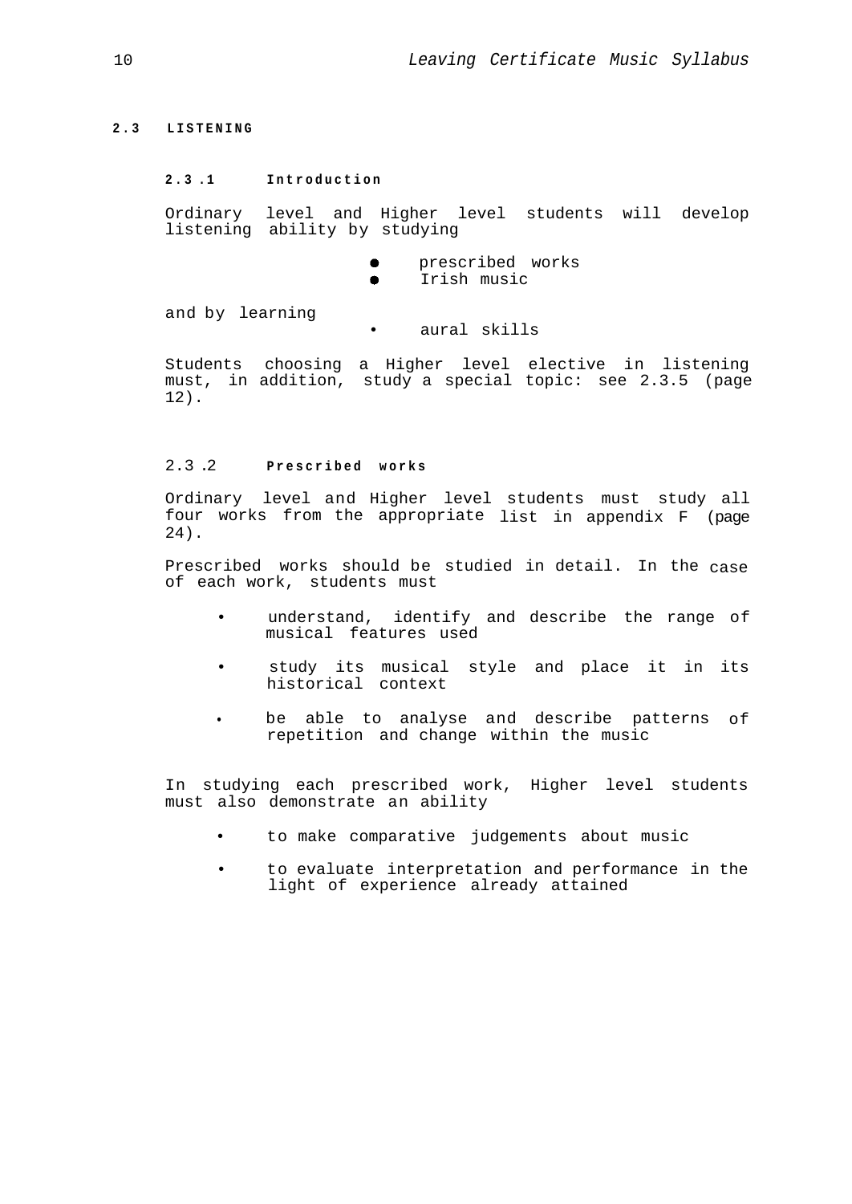## 2.3 LISTENING

### 2.3.1 Introduction

Ordinary level and Higher level students will develop listening ability by studying

- prescribed works
- Irish music

and by learning

- aural skills

Students choosing a Higher level elective in listening must, in addition, study a special topic: see 2.3.5 (page 12).

### 2.3.2 Prescribed works

Ordinary level and Higher level students must study all four works from the appropriate list in appendix F (page 24).

Prescribed works should be studied in detail. In the case of each work, students must

- understand, identify and describe the range of musical features used
- study its musical style and place it in its historical context
- be able to analyse and describe patterns of repetition and change within the music

In studying each prescribed work, Higher level students must also demonstrate an ability

- to make comparative judgements about music
- to evaluate interpretation and performance in the light of experience already attained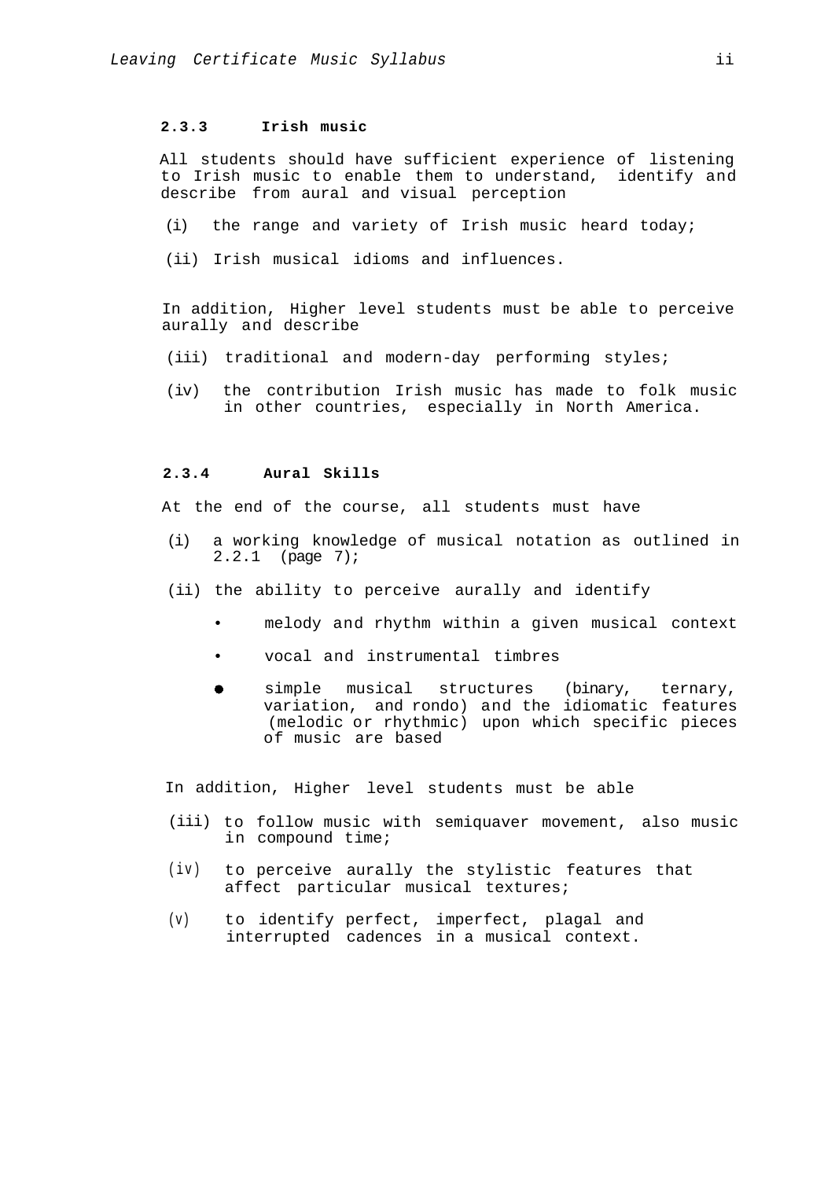### 2.3.3 Irish music

All students should have sufficient experience of listening to Irish music to enable them to understand, identify and describe from aural and visual perception

(i) the range and variety of Irish music heard today;

(ii) Irish musical idioms and influences.

In addition, Higher level students must be able to perceive aurally and describe

(iii) traditional and modern-day performing styles;

(iv) the contribution Irish music has made to folk music in other countries, especially in North America.

### 2.3.4 Aural Skills

At the end of the course, all students must have

(i) a working knowledge of musical notation as outlined in 2.2.1 (page 7);

(ii) the ability to perceive aurally and identify

- melody and rhythm within a given musical context
- vocal and instrumental timbres
- simple musical structures (binary, ternary, variation, and rondo) and the idiomatic features (melodic or rhythmic) upon which specific pieces of music are based

In addition, Higher level students must be able

(iii) to follow music with semiquaver movement, also music in compound time;

(iv) to perceive aurally the stylistic features that affect particular musical textures;

(v) to identify perfect, imperfect, plagal and interrupted cadences in a musical context.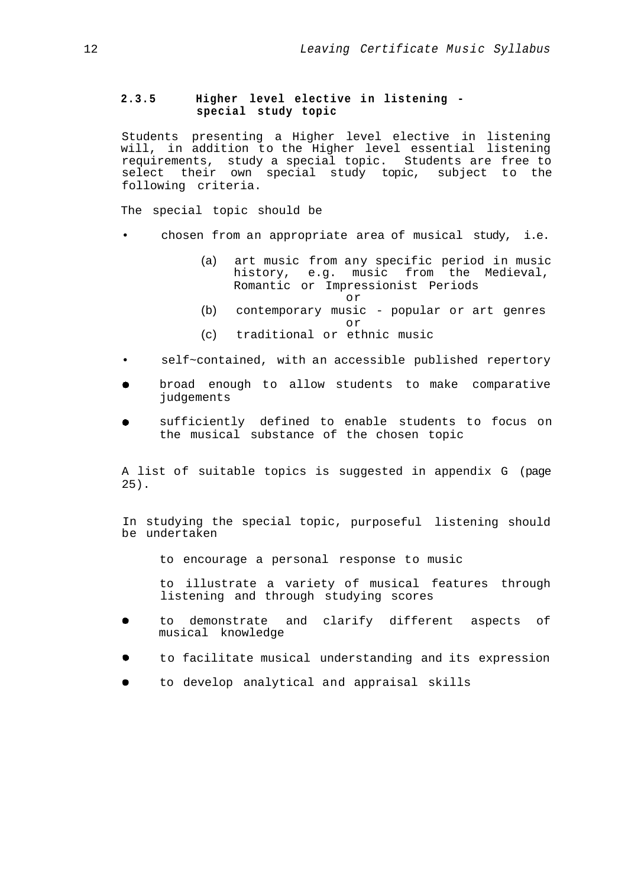### 2.3.5 Higher level elective in listening - special study topic

Students presenting a Higher level elective in listening will, in addition to the Higher level essential listening requirements, study a special topic. Students are free to select their own special study topic, subject to the following criteria.

The special topic should be

- chosen from an appropriate area of musical study, i.e.

  (a) art music from any specific period in music history, e.g. music from the Medieval, Romantic or Impressionist Periods

  or

  (b) contemporary music - popular or art genres

  or

  (c) traditional or ethnic music

- self~contained, with an accessible published repertory
- broad enough to allow students to make comparative judgements
- sufficiently defined to enable students to focus on the musical substance of the chosen topic

A list of suitable topics is suggested in appendix G (page 25).

In studying the special topic, purposeful listening should be undertaken

- to encourage a personal response to music
- to illustrate a variety of musical features through listening and through studying scores
- to demonstrate and clarify different aspects of musical knowledge
- to facilitate musical understanding and its expression
- to develop analytical and appraisal skills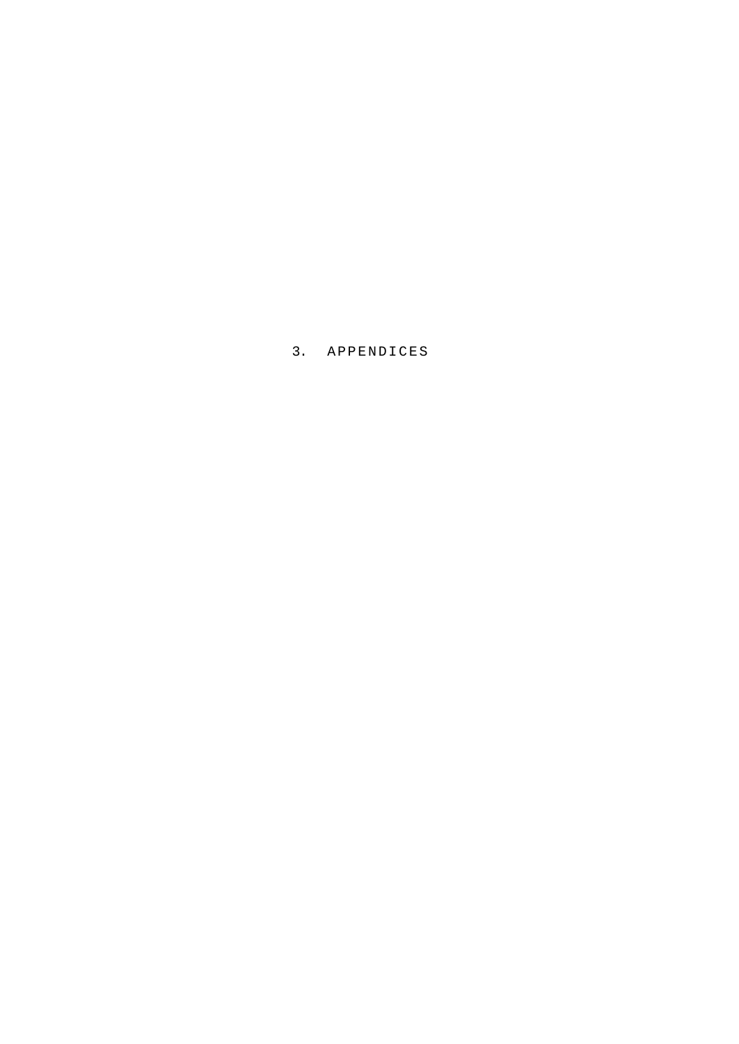# 3. APPENDICES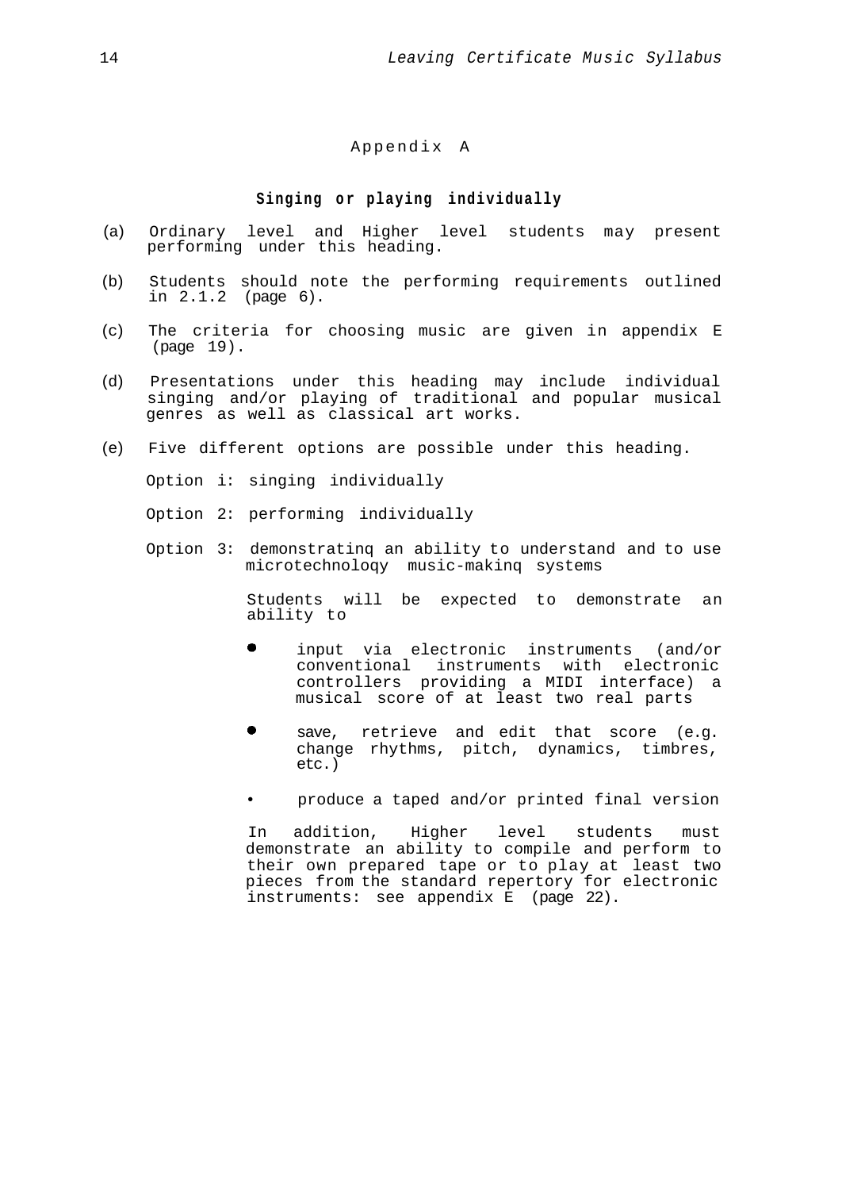# Appendix A

## Singing or playing individually

(a) Ordinary level and Higher level students may present performing under this heading.

(b) Students should note the performing requirements outlined in 2.1.2 (page 6).

(c) The criteria for choosing music are given in appendix E (page 19).

(d) Presentations under this heading may include individual singing and/or playing of traditional and popular musical genres as well as classical art works.

(e) Five different options are possible under this heading.

Option i: singing individually

Option 2: performing individually

Option 3: demonstratinq an ability to understand and to use microtechnoloqy music-makinq systems

Students will be expected to demonstrate an ability to

- input via electronic instruments (and/or conventional instruments with electronic controllers providing a MIDI interface) a musical score of at least two real parts
- save, retrieve and edit that score (e.g. change rhythms, pitch, dynamics, timbres, etc.)
- produce a taped and/or printed final version

In addition, Higher level students must demonstrate an ability to compile and perform to their own prepared tape or to play at least two pieces from the standard repertory for electronic instruments: see appendix E (page 22).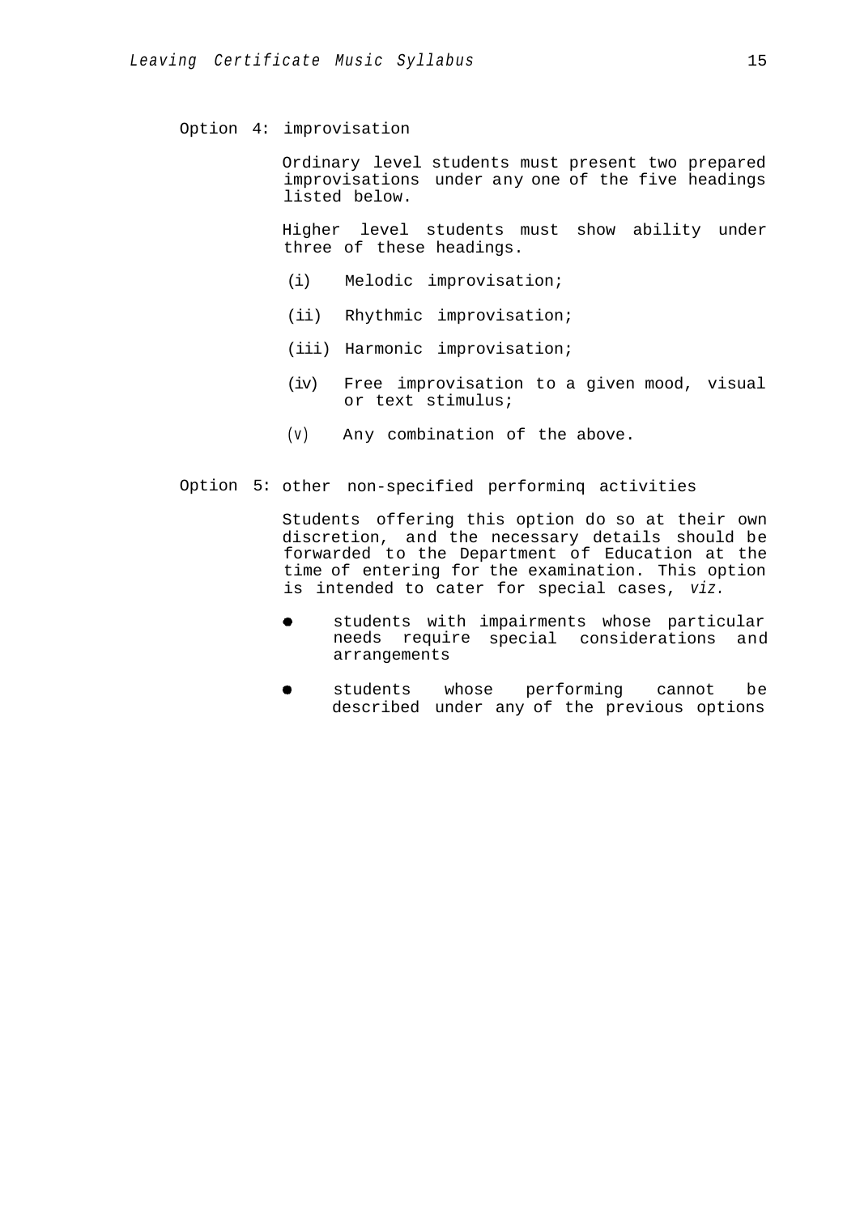Option 4: improvisation

Ordinary level students must present two prepared improvisations under any one of the five headings listed below.

Higher level students must show ability under three of these headings.

(i) Melodic improvisation;

(ii) Rhythmic improvisation;

(iii) Harmonic improvisation;

(iv) Free improvisation to a given mood, visual or text stimulus;

(v) Any combination of the above.

Option 5: other non-specified performinq activities

Students offering this option do so at their own discretion, and the necessary details should be forwarded to the Department of Education at the time of entering for the examination. This option is intended to cater for special cases, *viz.*

- students with impairments whose particular needs require special considerations and arrangements
- students whose performing cannot be described under any of the previous options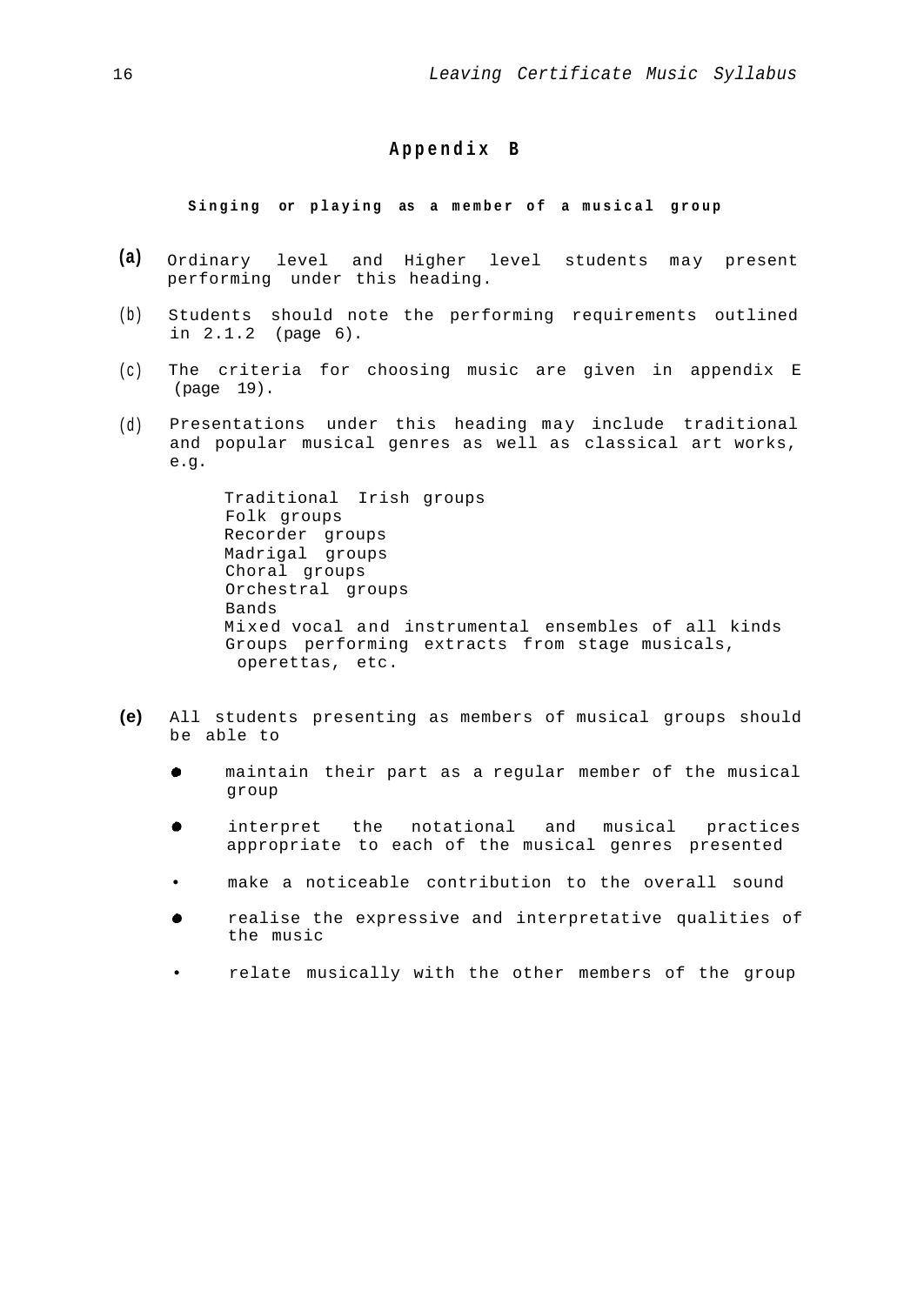# Appendix B

### Singing or playing as a member of a musical group

(a) Ordinary level and Higher level students may present performing under this heading.

(b) Students should note the performing requirements outlined in 2.1.2 (page 6).

(c) The criteria for choosing music are given in appendix E (page 19).

(d) Presentations under this heading may include traditional and popular musical genres as well as classical art works, e.g.

   Traditional Irish groups
   Folk groups
   Recorder groups
   Madrigal groups
   Choral groups
   Orchestral groups
   Bands
   Mixed vocal and instrumental ensembles of all kinds
   Groups performing extracts from stage musicals, operettas, etc.

(e) All students presenting as members of musical groups should be able to

- maintain their part as a regular member of the musical group
- interpret the notational and musical practices appropriate to each of the musical genres presented
- make a noticeable contribution to the overall sound
- realise the expressive and interpretative qualities of the music
- relate musically with the other members of the group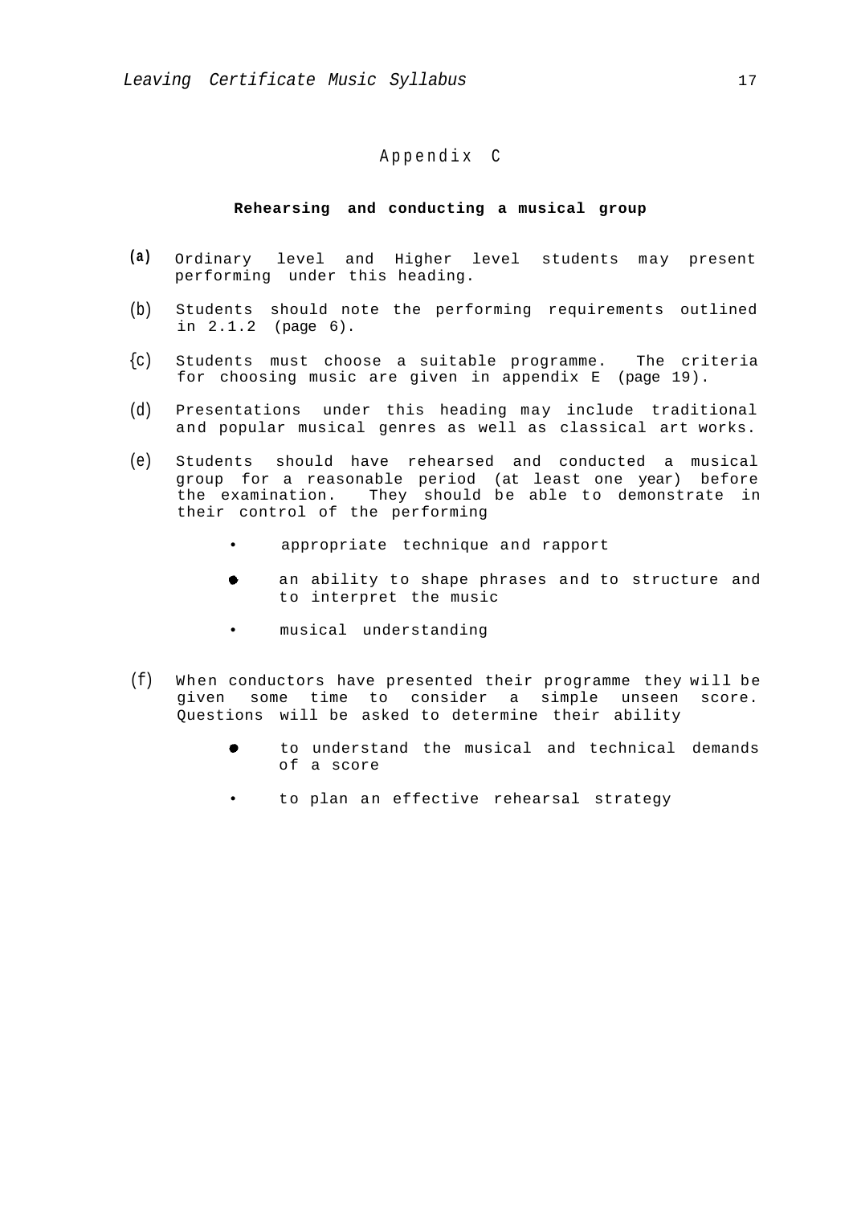# Appendix C

## Rehearsing and conducting a musical group

(a) Ordinary level and Higher level students may present performing under this heading.

(b) Students should note the performing requirements outlined in 2.1.2 (page 6).

(c) Students must choose a suitable programme. The criteria for choosing music are given in appendix E (page 19).

(d) Presentations under this heading may include traditional and popular musical genres as well as classical art works.

(e) Students should have rehearsed and conducted a musical group for a reasonable period (at least one year) before the examination. They should be able to demonstrate in their control of the performing

- appropriate technique and rapport
- an ability to shape phrases and to structure and to interpret the music
- musical understanding

(f) When conductors have presented their programme they will be given some time to consider a simple unseen score. Questions will be asked to determine their ability

- to understand the musical and technical demands of a score
- to plan an effective rehearsal strategy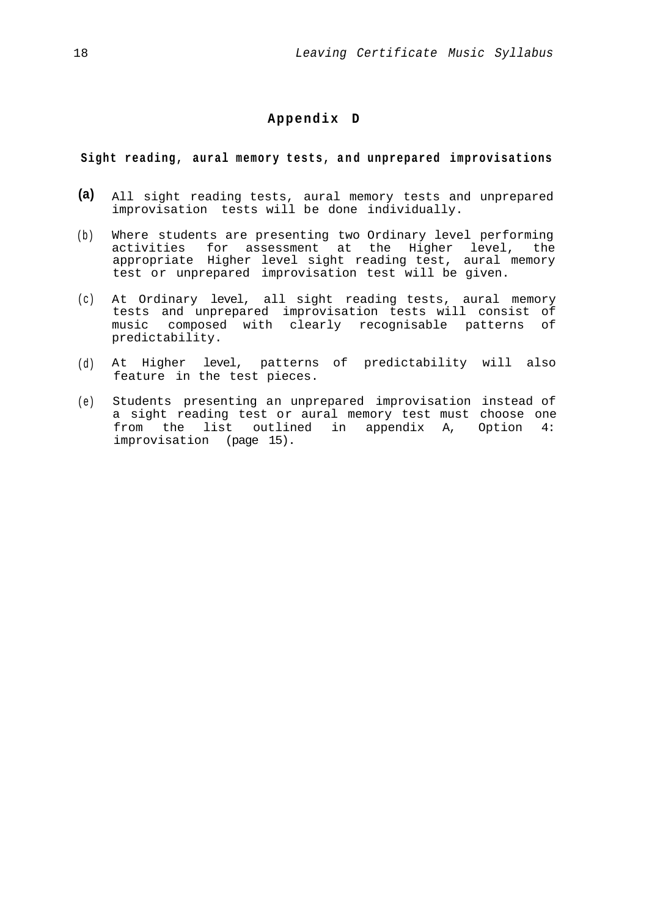# Appendix D

## Sight reading, aural memory tests, and unprepared improvisations

(a) All sight reading tests, aural memory tests and unprepared improvisation tests will be done individually.

(b) Where students are presenting two Ordinary level performing activities for assessment at the Higher level, the appropriate Higher level sight reading test, aural memory test or unprepared improvisation test will be given.

(c) At Ordinary level, all sight reading tests, aural memory tests and unprepared improvisation tests will consist of music composed with clearly recognisable patterns of predictability.

(d) At Higher level, patterns of predictability will also feature in the test pieces.

(e) Students presenting an unprepared improvisation instead of a sight reading test or aural memory test must choose one from the list outlined in appendix A, Option 4: improvisation (page 15).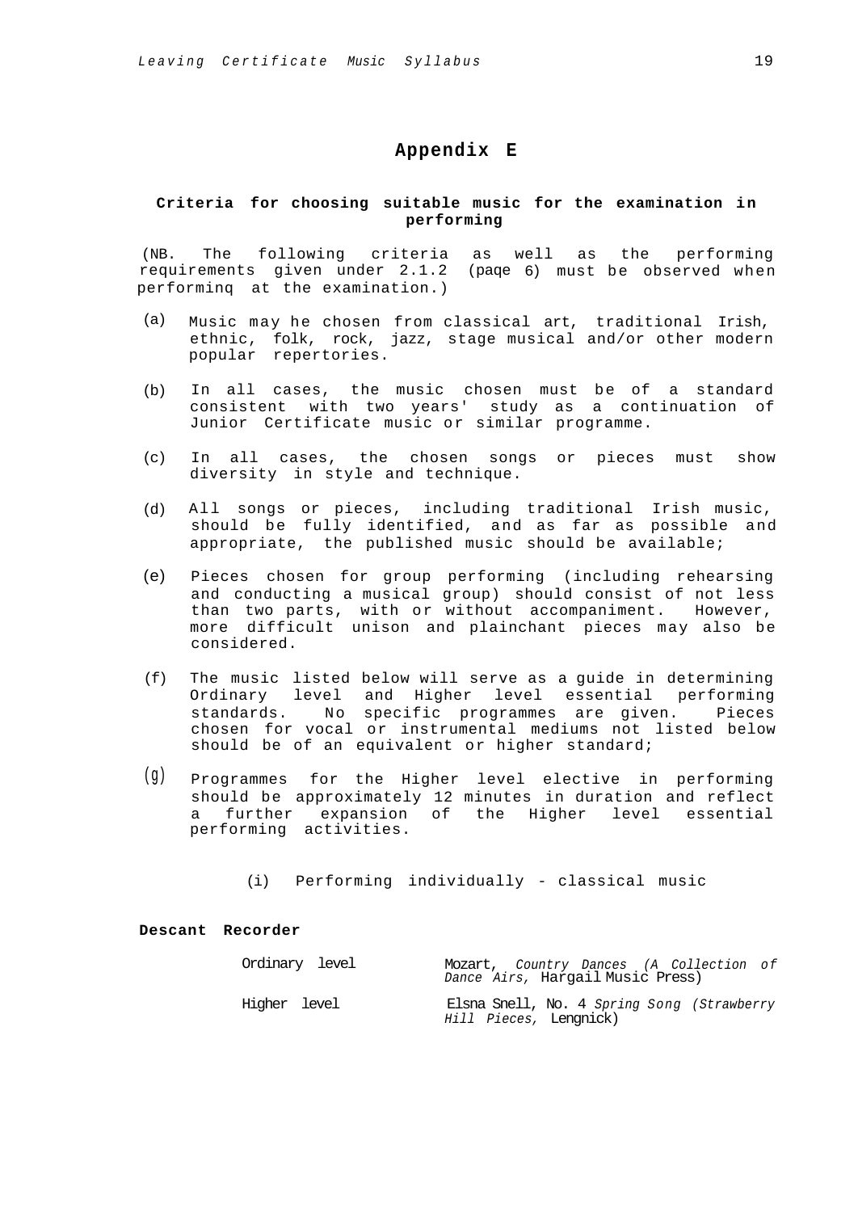# Appendix E

## Criteria for choosing suitable music for the examination in performing

(NB. The following criteria as well as the performing requirements given under 2.1.2 (paqe 6) must be observed when performinq at the examination.)

(a) Music may he chosen from classical art, traditional Irish, ethnic, folk, rock, jazz, stage musical and/or other modern popular repertories.

(b) In all cases, the music chosen must be of a standard consistent with two years' study as a continuation of Junior Certificate music or similar programme.

(c) In all cases, the chosen songs or pieces must show diversity in style and technique.

(d) All songs or pieces, including traditional Irish music, should be fully identified, and as far as possible and appropriate, the published music should be available;

(e) Pieces chosen for group performing (including rehearsing and conducting a musical group) should consist of not less than two parts, with or without accompaniment. However, more difficult unison and plainchant pieces may also be considered.

(f) The music listed below will serve as a guide in determining Ordinary level and Higher level essential performing standards. No specific programmes are given. Pieces chosen for vocal or instrumental mediums not listed below should be of an equivalent or higher standard;

(g) Programmes for the Higher level elective in performing should be approximately 12 minutes in duration and reflect a further expansion of the Higher level essential performing activities.

(i) Performing individually - classical music

**Descant Recorder**

| | |
|---|---|
| Ordinary level | Mozart, *Country Dances (A Collection of Dance Airs,* Hargail Music Press) |
| Higher level | Elsna Snell, No. 4 *Spring Song (Strawberry Hill Pieces,* Lengnick) |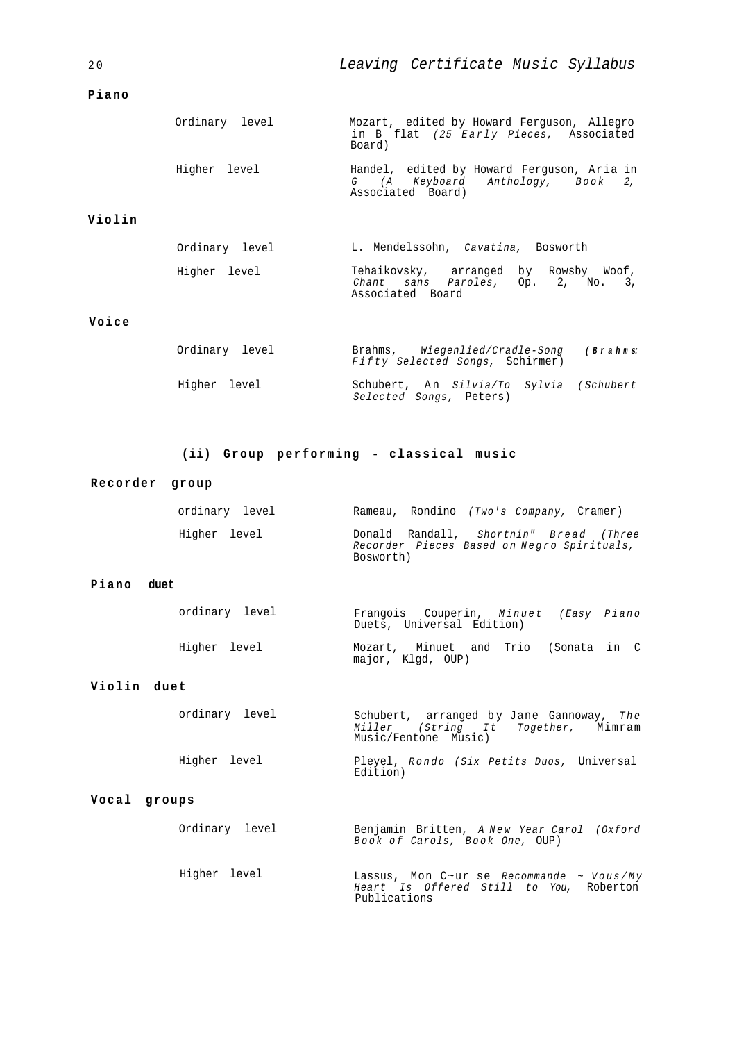**Piano**

| | |
|---|---|
| Ordinary level | Mozart, edited by Howard Ferguson, Allegro in B flat *(25 Early Pieces,* Associated Board) |
| Higher level | Handel, edited by Howard Ferguson, Aria in G *(A Keyboard Anthology, Book 2,* Associated Board) |

**Violin**

| | |
|---|---|
| Ordinary level | L. Mendelssohn, *Cavatina,* Bosworth |
| Higher level | Tehaikovsky, arranged by Rowsby Woof, *Chant sans Paroles,* Op. 2, No. 3, Associated Board |

**Voice**

| | |
|---|---|
| Ordinary level | Brahms, *Wiegenlied/Cradle-Song (Brahms: Fifty Selected Songs,* Schirmer) |
| Higher level | Schubert, An *Silvia/To Sylvia (Schubert Selected Songs,* Peters) |

### (ii) Group performing - classical music

**Recorder group**

| | |
|---|---|
| ordinary level | Rameau, Rondino *(Two's Company,* Cramer) |
| Higher level | Donald Randall, *Shortnin" Bread (Three Recorder Pieces Based on Negro Spirituals,* Bosworth) |

**Piano duet**

| | |
|---|---|
| ordinary level | Frangois Couperin, *Minuet (Easy Piano* Duets, Universal Edition) |
| Higher level | Mozart, Minuet and Trio (Sonata in C major, Klgd, OUP) |

**Violin duet**

| | |
|---|---|
| ordinary level | Schubert, arranged by Jane Gannoway, *The Miller (String It Together,* Mimram Music/Fentone Music) |
| Higher level | Pleyel, *Rondo (Six Petits Duos,* Universal Edition) |

**Vocal groups**

| | |
|---|---|
| Ordinary level | Benjamin Britten, *A New Year Carol (Oxford Book of Carols, Book One,* OUP) |
| Higher level | Lassus, Mon C~ur se *Recommande ~ Vous/My Heart Is Offered Still to You,* Roberton Publications |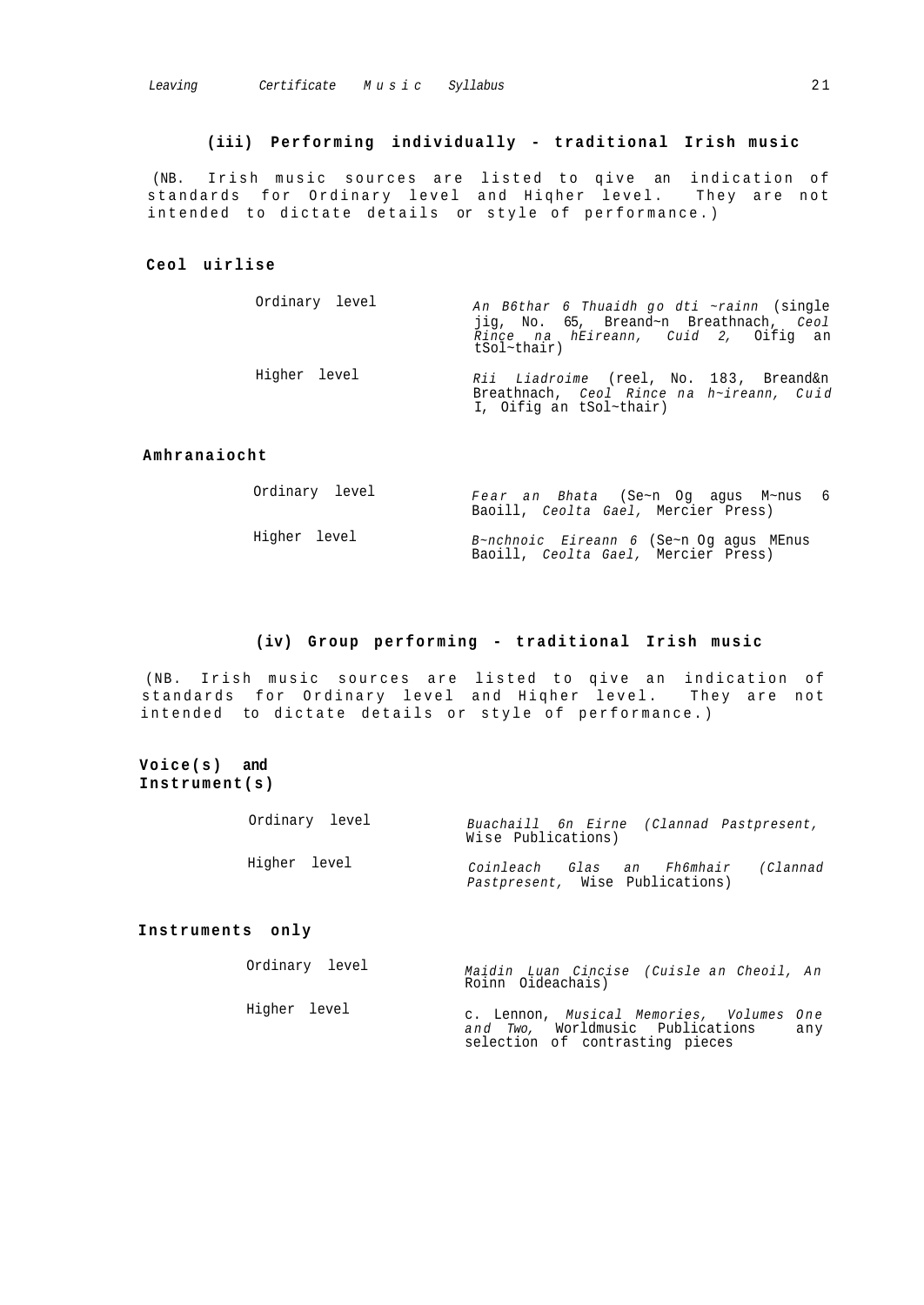### (iii) Performing individually - traditional Irish music

(NB. Irish music sources are listed to qive an indication of standards for Ordinary level and Hiqher level. They are not intended to dictate details or style of performance.)

**Ceol uirlise**

| | |
|---|---|
| Ordinary level | *An B6thar 6 Thuaidh go dti ~rainn* (single jig, No. 65, Breand~n Breathnach, *Ceol Rince na hEireann, Cuid 2,* Oifig an tSol~thair) |
| Higher level | *Rii Liadroime* (reel, No. 183, Breand&n Breathnach, *Ceol Rince na h~ireann, Cuid* I, Oifig an tSol~thair) |

**Amhranaiocht**

| | |
|---|---|
| Ordinary level | *Fear an Bhata* (Se~n Og agus M~nus 6 Baoill, *Ceolta Gael,* Mercier Press) |
| Higher level | *B~nchnoic Eireann 6* (Se~n Og agus MEnus Baoill, *Ceolta Gael,* Mercier Press) |

### (iv) Group performing - traditional Irish music

(NB. Irish music sources are listed to qive an indication of standards for Ordinary level and Hiqher level. They are not intended to dictate details or style of performance.)

**Voice(s) and Instrument(s)**

| | |
|---|---|
| Ordinary level | *Buachaill 6n Eirne (Clannad Pastpresent,* Wise Publications) |
| Higher level | *Coinleach Glas an Fh6mhair (Clannad Pastpresent,* Wise Publications) |

**Instruments only**

| | |
|---|---|
| Ordinary level | *Maidin Luan Cincise (Cuisle an Cheoil, An* Roinn Oideachais) |
| Higher level | c. Lennon, *Musical Memories, Volumes One and Two,* Worldmusic Publications any selection of contrasting pieces |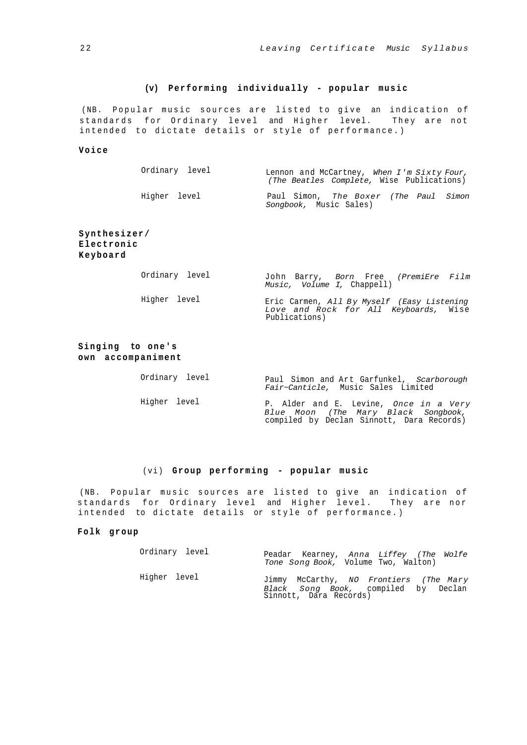### (v) Performing individually - popular music

(NB. Popular music sources are listed to give an indication of standards for Ordinary level and Higher level. They are not intended to dictate details or style of performance.)

**Voice**

| | |
|---|---|
| Ordinary level | Lennon and McCartney, *When I'm Sixty Four, (The Beatles Complete,* Wise Publications) |
| Higher level | Paul Simon, *The Boxer (The Paul Simon Songbook,* Music Sales) |

**Synthesizer/ Electronic Keyboard**

| | |
|---|---|
| Ordinary level | John Barry, *Born* Free *(PremiEre Film Music, Volume I,* Chappell) |
| Higher level | Eric Carmen, *All By Myself (Easy Listening Love and Rock for All Keyboards,* Wise Publications) |

**Singing to one's own accompaniment**

| | |
|---|---|
| Ordinary level | Paul Simon and Art Garfunkel, *Scarborough Fair~Canticle,* Music Sales Limited |
| Higher level | P. Alder and E. Levine, *Once in a Very Blue Moon (The Mary Black Songbook,* compiled by Declan Sinnott, Dara Records) |

### (vi) Group performing - popular music

(NB. Popular music sources are listed to give an indication of standards for Ordinary level and Higher level. They are nor intended to dictate details or style of performance.)

**Folk group**

| | |
|---|---|
| Ordinary level | Peadar Kearney, *Anna Liffey (The Wolfe Tone Song Book,* Volume Two, Walton) |
| Higher level | Jimmy McCarthy, *NO Frontiers (The Mary Black Song Book,* compiled by Declan Sinnott, Dara Records) |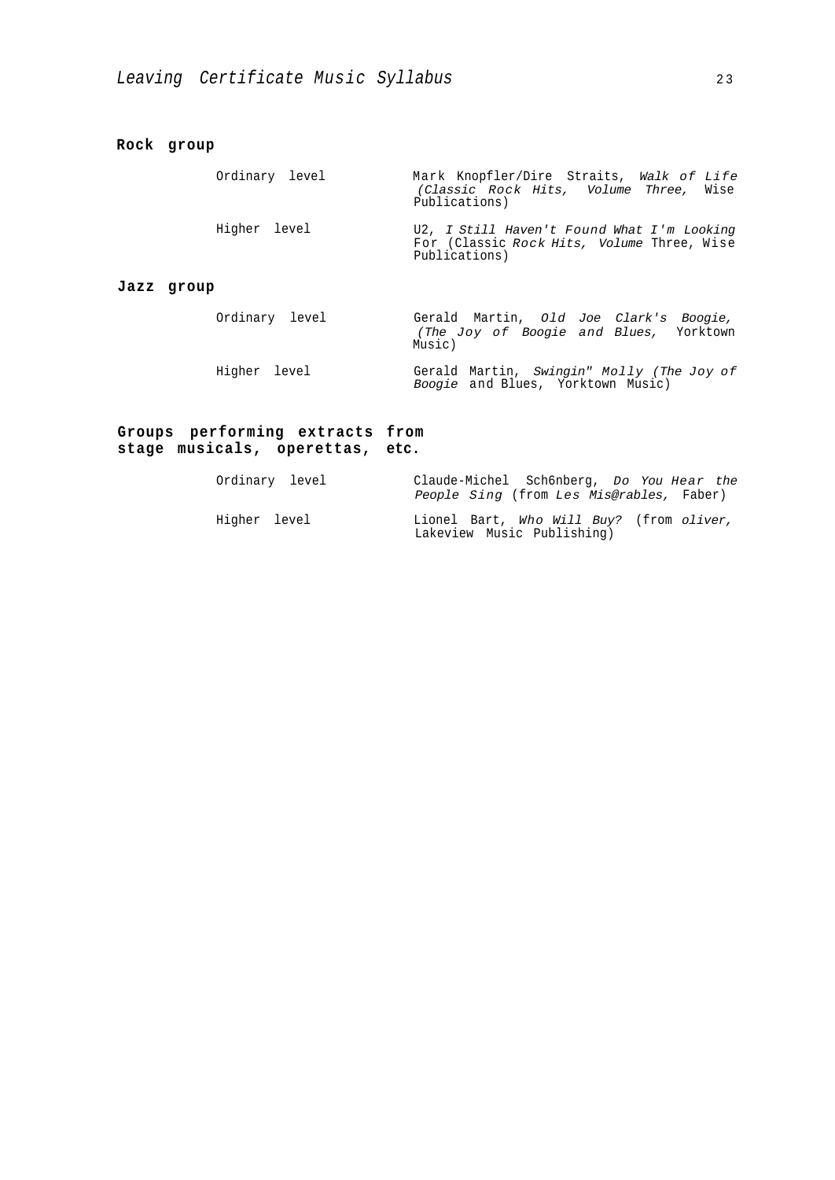## Rock group

| | |
|---|---|
| Ordinary level | Mark Knopfler/Dire Straits, *Walk of Life (Classic Rock Hits, Volume Three,* Wise Publications) |
| Higher level | U2, *I Still Haven't Found What I'm Looking* For (Classic *Rock Hits, Volume* Three, Wise Publications) |

## Jazz group

| | |
|---|---|
| Ordinary level | Gerald Martin, *Old Joe Clark's Boogie, (The Joy of Boogie and Blues,* Yorktown Music) |
| Higher level | Gerald Martin, *Swingin" Molly (The Joy of Boogie* and Blues, Yorktown Music) |

## Groups performing extracts from stage musicals, operettas, etc.

| | |
|---|---|
| Ordinary level | Claude-Michel Sch6nberg, *Do You Hear the People Sing* (from *Les Mis@rables,* Faber) |
| Higher level | Lionel Bart, *Who Will Buy?* (from *oliver,* Lakeview Music Publishing) |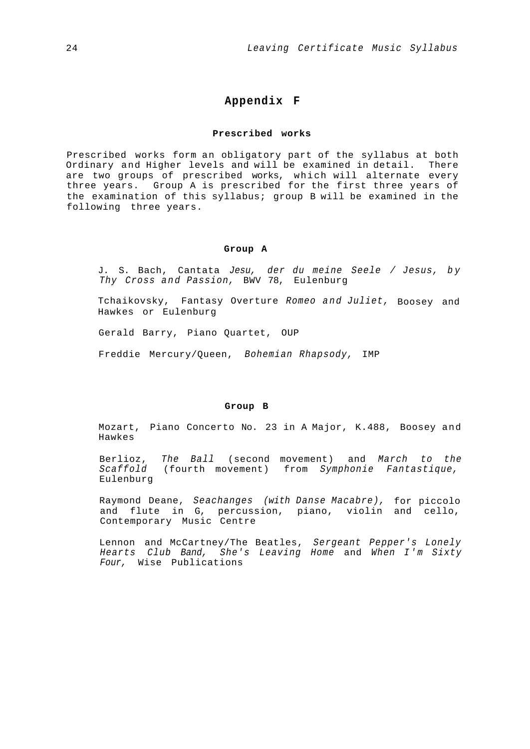# Appendix F

### Prescribed works

Prescribed works form an obligatory part of the syllabus at both Ordinary and Higher levels and will be examined in detail. There are two groups of prescribed works, which will alternate every three years. Group A is prescribed for the first three years of the examination of this syllabus; group B will be examined in the following three years.

#### Group A

J. S. Bach, Cantata *Jesu, der du meine Seele / Jesus, by Thy Cross and Passion,* BWV 78, Eulenburg

Tchaikovsky, Fantasy Overture *Romeo and Juliet,* Boosey and Hawkes or Eulenburg

Gerald Barry, Piano Quartet, OUP

Freddie Mercury/Queen, *Bohemian Rhapsody,* IMP

#### Group B

Mozart, Piano Concerto No. 23 in A Major, K.488, Boosey and Hawkes

Berlioz, *The Ball* (second movement) and *March to the Scaffold* (fourth movement) from *Symphonie Fantastique,* Eulenburg

Raymond Deane, *Seachanges (with Danse Macabre),* for piccolo and flute in G, percussion, piano, violin and cello, Contemporary Music Centre

Lennon and McCartney/The Beatles, *Sergeant Pepper's Lonely Hearts Club Band, She's Leaving Home* and *When I'm Sixty Four,* Wise Publications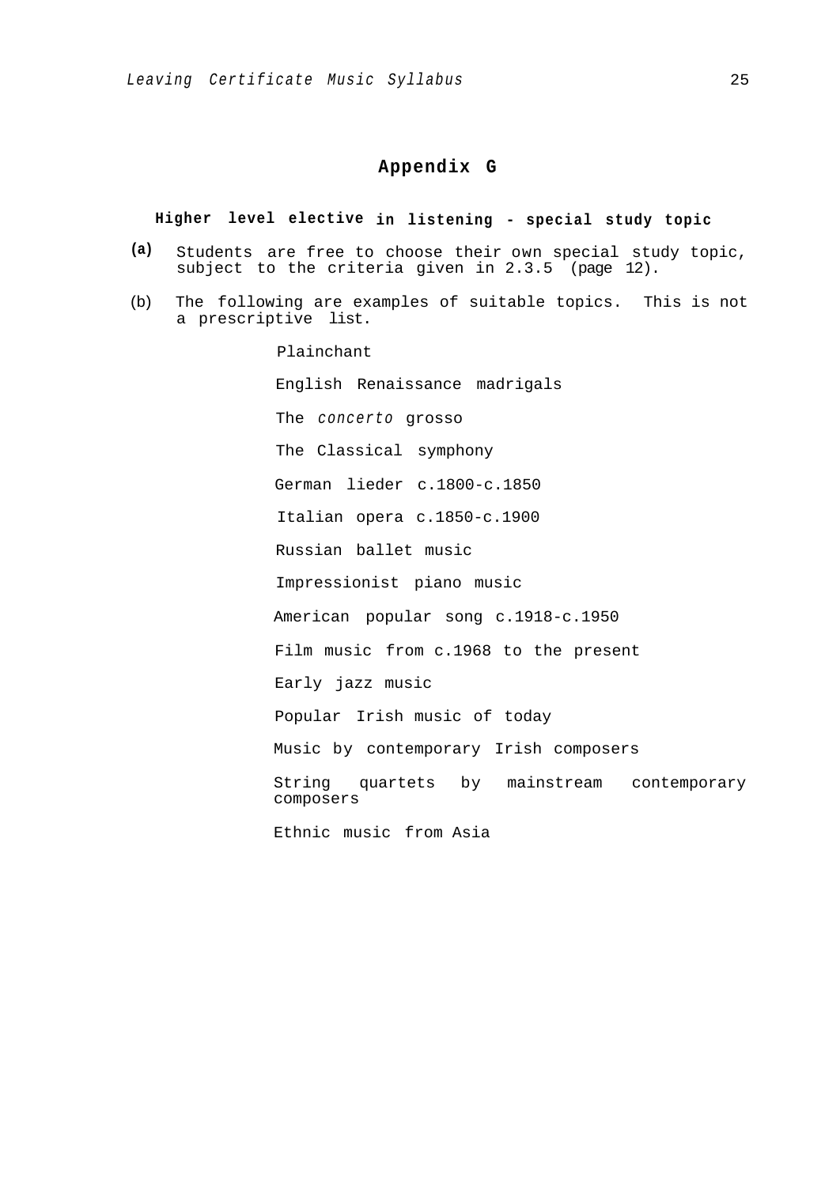# Appendix G

## Higher level elective in listening - special study topic

(a) Students are free to choose their own special study topic, subject to the criteria given in 2.3.5 (page 12).

(b) The following are examples of suitable topics. This is not a prescriptive list.

Plainchant

English Renaissance madrigals

The *concerto* grosso

The Classical symphony

German lieder c.1800-c.1850

Italian opera c.1850-c.1900

Russian ballet music

Impressionist piano music

American popular song c.1918-c.1950

Film music from c.1968 to the present

Early jazz music

Popular Irish music of today

Music by contemporary Irish composers

String quartets by mainstream contemporary composers

Ethnic music from Asia